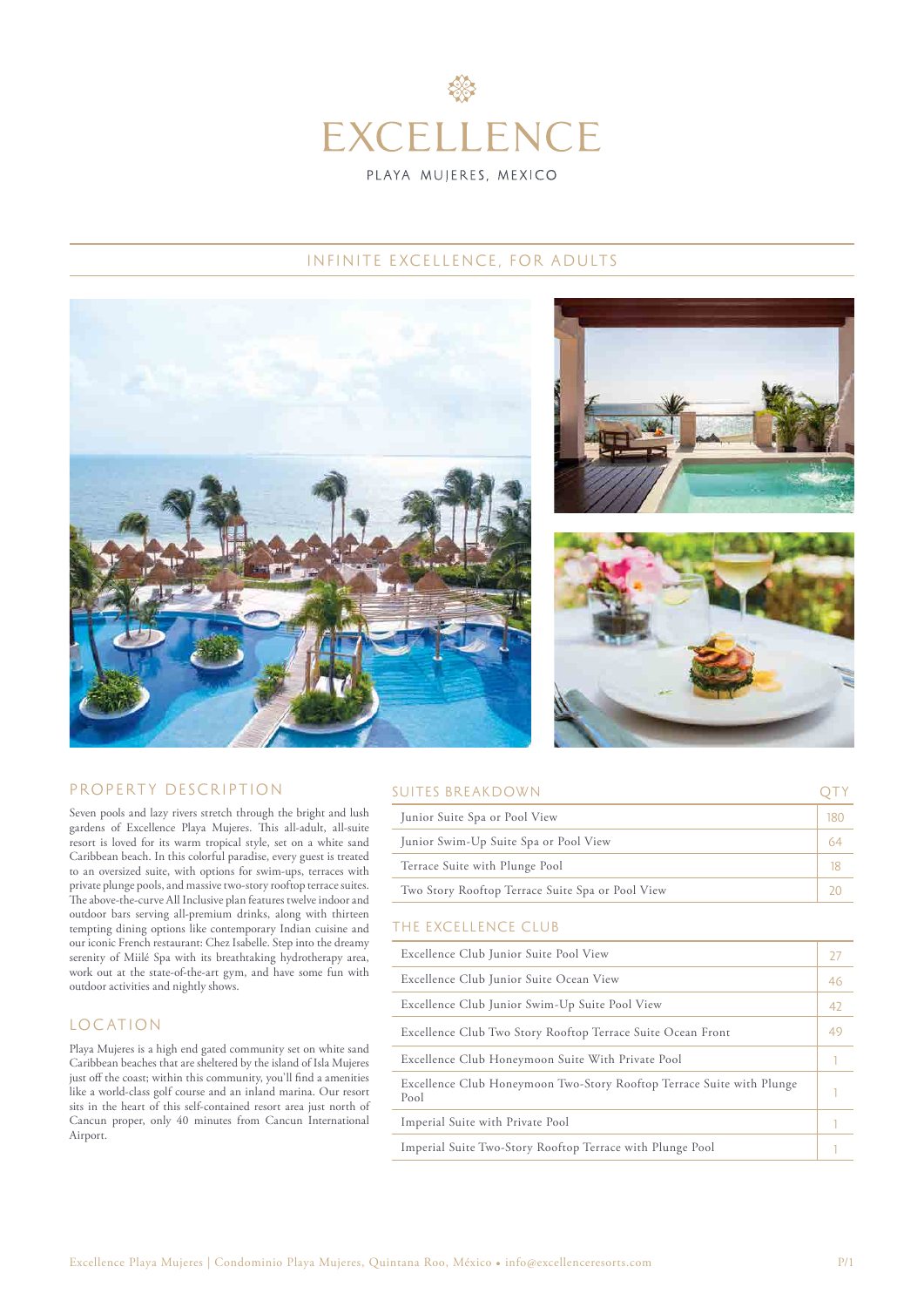# EXCELLENCE

PLAYA MUJERES, MEXICO

## INFINITE EXCELLENCE, FOR ADULTS

## PROPERTY DESCRIPTION

Seven pools and lazy rivers stretch through the bright and lush gardens of Excellence Playa Mujeres. This all-adult, all-suite resort is loved for its warm tropical style, set on a white sand Caribbean beach. In this colorful paradise, every guest is treated to an oversized suite, with options for swim-ups, terraces with private plunge pools, and massive two-story rooftop terrace suites. The above-the-curve All Inclusive plan features twelve indoor and outdoor bars serving all-premium drinks, along with thirteen tempting dining options like contemporary Indian cuisine and our iconic French restaurant: Chez Isabelle. Step into the dreamy serenity of Miilé Spa with its breathtaking hydrotherapy area, work out at the state-of-the-art gym, and have some fun with outdoor activities and nightly shows.

## LOCATION

Playa Mujeres is a high end gated community set on white sand Caribbean beaches that are sheltered by the island of Isla Mujeres just off the coast; within this community, you'll find a amenities like a world-class golf course and an inland marina. Our resort sits in the heart of this self-contained resort area just north of Cancun proper, only 40 minutes from Cancun International Airport.

| SUITES BREAKDOWN | QTY |
|---|---|
| Junior Suite Spa or Pool View | 180 |
| Junior Swim-Up Suite Spa or Pool View | 64 |
| Terrace Suite with Plunge Pool | 18 |
| Two Story Rooftop Terrace Suite Spa or Pool View | 20 |

## THE EXCELLENCE CLUB

| | |
|---|---|
| Excellence Club Junior Suite Pool View | 27 |
| Excellence Club Junior Suite Ocean View | 46 |
| Excellence Club Junior Swim-Up Suite Pool View | 42 |
| Excellence Club Two Story Rooftop Terrace Suite Ocean Front | 49 |
| Excellence Club Honeymoon Suite With Private Pool | 1 |
| Excellence Club Honeymoon Two-Story Rooftop Terrace Suite with Plunge Pool | 1 |
| Imperial Suite with Private Pool | 1 |
| Imperial Suite Two-Story Rooftop Terrace with Plunge Pool | 1 |

Excellence Playa Mujeres | Condominio Playa Mujeres, Quintana Roo, México • info@excellenceresorts.com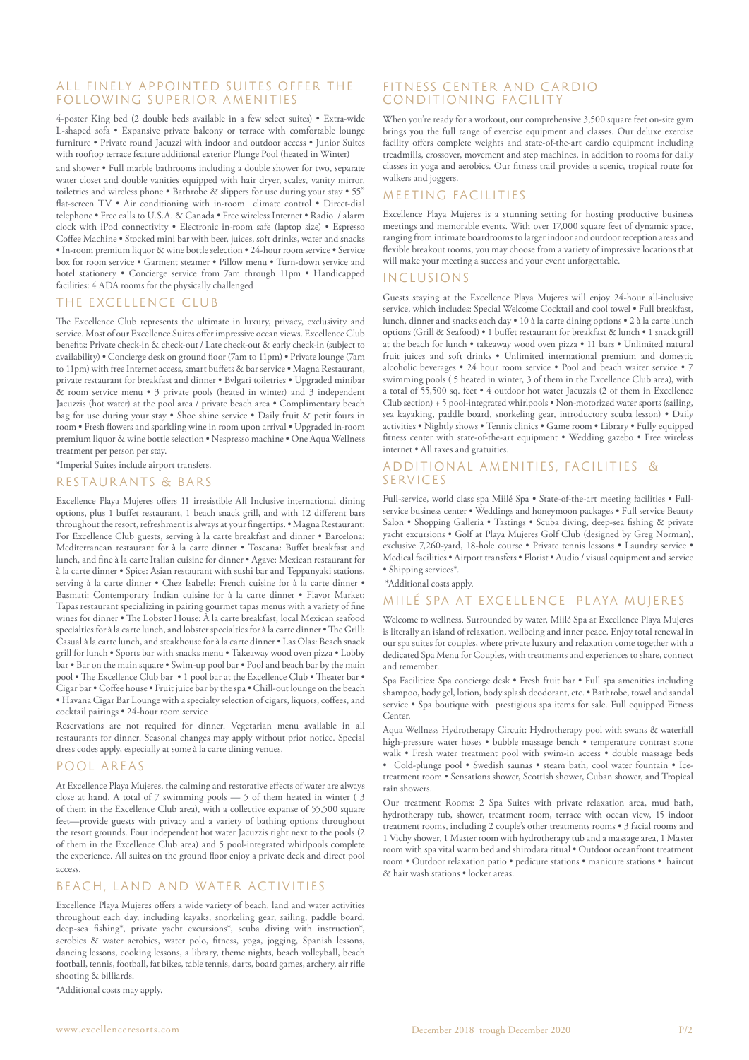## ALL FINELY APPOINTED SUITES OFFER THE FOLLOWING SUPERIOR AMENITIES

4-poster King bed (2 double beds available in a few select suites) • Extra-wide L-shaped sofa • Expansive private balcony or terrace with comfortable lounge furniture • Private round Jacuzzi with indoor and outdoor access • Junior Suites with rooftop terrace feature additional exterior Plunge Pool (heated in Winter) and shower • Full marble bathrooms including a double shower for two, separate water closet and double vanities equipped with hair dryer, scales, vanity mirror, toiletries and wireless phone • Bathrobe & slippers for use during your stay • 55" flat-screen TV • Air conditioning with in-room climate control • Direct-dial telephone • Free calls to U.S.A. & Canada • Free wireless Internet • Radio / alarm clock with iPod connectivity • Electronic in-room safe (laptop size) • Espresso Coffee Machine • Stocked mini bar with beer, juices, soft drinks, water and snacks • In-room premium liquor & wine bottle selection • 24-hour room service • Service box for room service • Garment steamer • Pillow menu • Turn-down service and hotel stationery • Concierge service from 7am through 11pm • Handicapped facilities: 4 ADA rooms for the physically challenged

## THE EXCELLENCE CLUB

The Excellence Club represents the ultimate in luxury, privacy, exclusivity and service. Most of our Excellence Suites offer impressive ocean views. Excellence Club benefits: Private check-in & check-out / Late check-out & early check-in (subject to availability) • Concierge desk on ground floor (7am to 11pm) • Private lounge (7am to 11pm) with free Internet access, smart buffets & bar service • Magna Restaurant, private restaurant for breakfast and dinner • Bvlgari toiletries • Upgraded minibar & room service menu • 3 private pools (heated in winter) and 3 independent Jacuzzis (hot water) at the pool area / private beach area • Complimentary beach bag for use during your stay • Shoe shine service • Daily fruit & petit fours in room • Fresh flowers and sparkling wine in room upon arrival • Upgraded in-room premium liquor & wine bottle selection • Nespresso machine • One Aqua Wellness treatment per person per stay.

*Imperial Suites include airport transfers.

## RESTAURANTS & BARS

Excellence Playa Mujeres offers 11 irresistible All Inclusive international dining options, plus 1 buffet restaurant, 1 beach snack grill, and with 12 different bars throughout the resort, refreshment is always at your fingertips. • Magna Restaurant: For Excellence Club guests, serving à la carte breakfast and dinner • Barcelona: Mediterranean restaurant for à la carte dinner • Toscana: Buffet breakfast and lunch, and fine à la carte Italian cuisine for dinner • Agave: Mexican restaurant for à la carte dinner • Spice: Asian restaurant with sushi bar and Teppanyaki stations, serving à la carte dinner • Chez Isabelle: French cuisine for à la carte dinner • Basmati: Contemporary Indian cuisine for à la carte dinner • Flavor Market: Tapas restaurant specializing in pairing gourmet tapas menus with a variety of fine wines for dinner • The Lobster House: À la carte breakfast, local Mexican seafood specialties for à la carte lunch, and lobster specialties for à la carte dinner • The Grill: Casual à la carte lunch, and steakhouse for à la carte dinner • Las Olas: Beach snack grill for lunch • Sports bar with snacks menu • Takeaway wood oven pizza • Lobby bar • Bar on the main square • Swim-up pool bar • Pool and beach bar by the main pool • The Excellence Club bar • 1 pool bar at the Excellence Club • Theater bar • Cigar bar • Coffee house • Fruit juice bar by the spa • Chill-out lounge on the beach • Havana Cigar Bar Lounge with a specialty selection of cigars, liquors, coffees, and cocktail pairings • 24-hour room service

Reservations are not required for dinner. Vegetarian menu available in all restaurants for dinner. Seasonal changes may apply without prior notice. Special dress codes apply, especially at some à la carte dining venues.

## POOL AREAS

At Excellence Playa Mujeres, the calming and restorative effects of water are always close at hand. A total of 7 swimming pools — 5 of them heated in winter ( 3 of them in the Excellence Club area), with a collective expanse of 55,500 square feet—provide guests with privacy and a variety of bathing options throughout the resort grounds. Four independent hot water Jacuzzis right next to the pools (2 of them in the Excellence Club area) and 5 pool-integrated whirlpools complete the experience. All suites on the ground floor enjoy a private deck and direct pool access.

## BEACH, LAND AND WATER ACTIVITIES

Excellence Playa Mujeres offers a wide variety of beach, land and water activities throughout each day, including kayaks, snorkeling gear, sailing, paddle board, deep-sea fishing*, private yacht excursions*, scuba diving with instruction*, aerobics & water aerobics, water polo, fitness, yoga, jogging, Spanish lessons, dancing lessons, cooking lessons, a library, theme nights, beach volleyball, beach football, tennis, football, fat bikes, table tennis, darts, board games, archery, air rifle shooting & billiards.

*Additional costs may apply.

## FITNESS CENTER AND CARDIO CONDITIONING FACILITY

When you're ready for a workout, our comprehensive 3,500 square feet on-site gym brings you the full range of exercise equipment and classes. Our deluxe exercise facility offers complete weights and state-of-the-art cardio equipment including treadmills, crossover, movement and step machines, in addition to rooms for daily classes in yoga and aerobics. Our fitness trail provides a scenic, tropical route for walkers and joggers.

## MEETING FACILITIES

Excellence Playa Mujeres is a stunning setting for hosting productive business meetings and memorable events. With over 17,000 square feet of dynamic space, ranging from intimate boardrooms to larger indoor and outdoor reception areas and flexible breakout rooms, you may choose from a variety of impressive locations that will make your meeting a success and your event unforgettable.

## INCLUSIONS

Guests staying at the Excellence Playa Mujeres will enjoy 24-hour all-inclusive service, which includes: Special Welcome Cocktail and cool towel • Full breakfast, lunch, dinner and snacks each day • 10 à la carte dining options • 2 à la carte lunch options (Grill & Seafood) • 1 buffet restaurant for breakfast & lunch • 1 snack grill at the beach for lunch • takeaway wood oven pizza • 11 bars • Unlimited natural fruit juices and soft drinks • Unlimited international premium and domestic alcoholic beverages • 24 hour room service • Pool and beach waiter service • 7 swimming pools ( 5 heated in winter, 3 of them in the Excellence Club area), with a total of 55,500 sq. feet • 4 outdoor hot water Jacuzzis (2 of them in Excellence Club section) + 5 pool-integrated whirlpools • Non-motorized water sports (sailing, sea kayaking, paddle board, snorkeling gear, introductory scuba lesson) • Daily activities • Nightly shows • Tennis clinics • Game room • Library • Fully equipped fitness center with state-of-the-art equipment • Wedding gazebo • Free wireless internet • All taxes and gratuities.

## ADDITIONAL AMENITIES, FACILITIES & SERVICES

Full-service, world class spa Miilé Spa • State-of-the-art meeting facilities • Full-service business center • Weddings and honeymoon packages • Full service Beauty Salon • Shopping Galleria • Tastings • Scuba diving, deep-sea fishing & private yacht excursions • Golf at Playa Mujeres Golf Club (designed by Greg Norman), exclusive 7,260-yard, 18-hole course • Private tennis lessons • Laundry service • Medical facilities • Airport transfers • Florist • Audio / visual equipment and service • Shipping services*.

*Additional costs apply.

## MIILÉ SPA AT EXCELLENCE PLAYA MUJERES

Welcome to wellness. Surrounded by water, Miilé Spa at Excellence Playa Mujeres is literally an island of relaxation, wellbeing and inner peace. Enjoy total renewal in our spa suites for couples, where private luxury and relaxation come together with a dedicated Spa Menu for Couples, with treatments and experiences to share, connect and remember.

Spa Facilities: Spa concierge desk • Fresh fruit bar • Full spa amenities including shampoo, body gel, lotion, body splash deodorant, etc. • Bathrobe, towel and sandal service • Spa boutique with prestigious spa items for sale. Full equipped Fitness Center.

Aqua Wellness Hydrotherapy Circuit: Hydrotherapy pool with swans & waterfall high-pressure water hoses • bubble massage bench • temperature contrast stone walk • Fresh water treatment pool with swim-in access • double massage beds • Cold-plunge pool • Swedish saunas • steam bath, cool water fountain • Ice-treatment room • Sensations shower, Scottish shower, Cuban shower, and Tropical rain showers.

Our treatment Rooms: 2 Spa Suites with private relaxation area, mud bath, hydrotherapy tub, shower, treatment room, terrace with ocean view, 15 indoor treatment rooms, including 2 couple's other treatments rooms • 3 facial rooms and 1 Vichy shower, 1 Master room with hydrotherapy tub and a massage area, 1 Master room with spa vital warm bed and shirodara ritual • Outdoor oceanfront treatment room • Outdoor relaxation patio • pedicure stations • manicure stations • haircut & hair wash stations • locker areas.